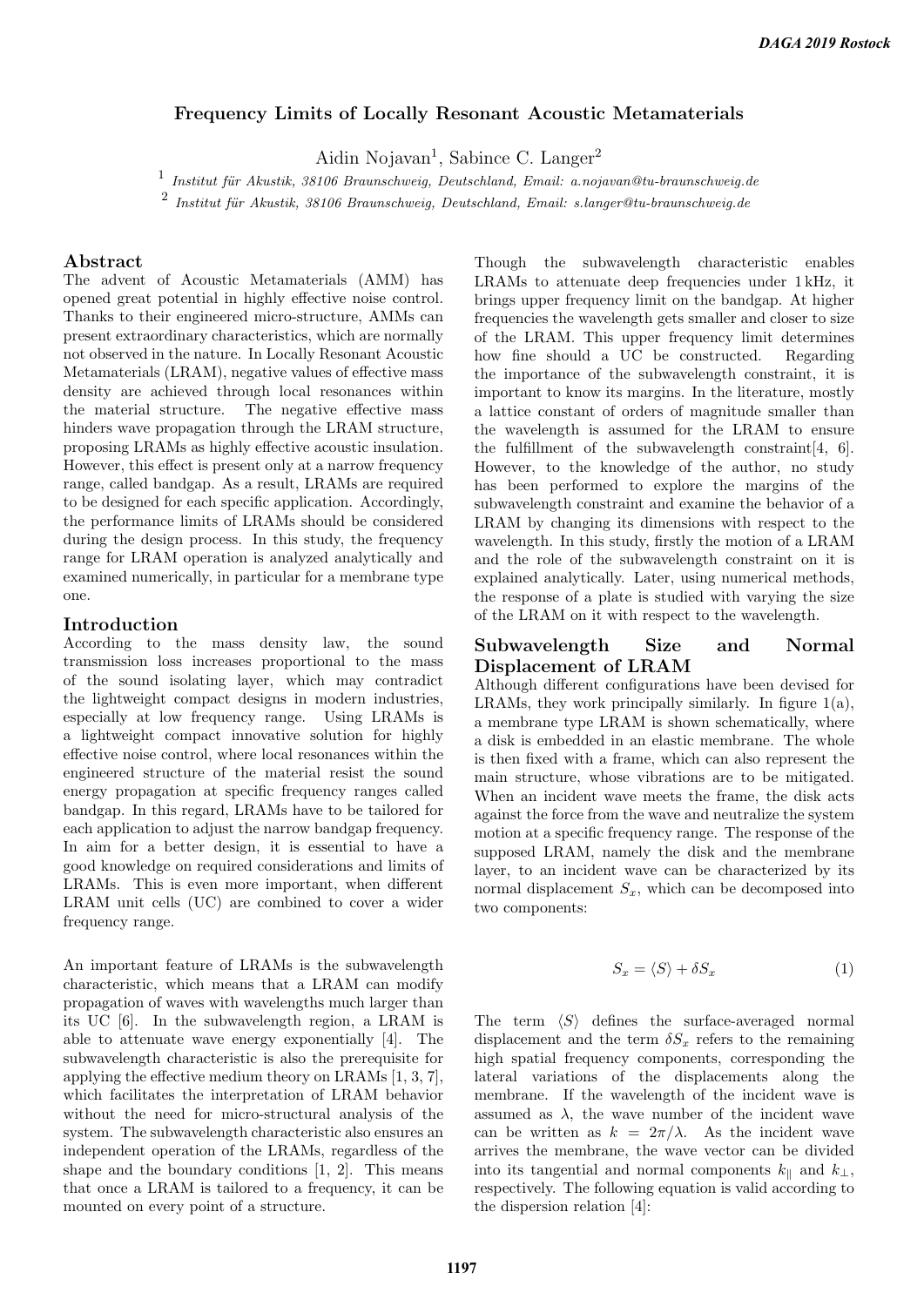# Frequency Limits of Locally Resonant Acoustic Metamaterials

Aidin Nojavan[1], Sabince C. Langer[2]

[1] *Institut für Akustik, 38106 Braunschweig, Deutschland, Email: a.nojavan@tu-braunschweig.de*

[2] *Institut für Akustik, 38106 Braunschweig, Deutschland, Email: s.langer@tu-braunschweig.de*

## Abstract

The advent of Acoustic Metamaterials (AMM) has opened great potential in highly effective noise control. Thanks to their engineered micro-structure, AMMs can present extraordinary characteristics, which are normally not observed in the nature. In Locally Resonant Acoustic Metamaterials (LRAM), negative values of effective mass density are achieved through local resonances within the material structure. The negative effective mass hinders wave propagation through the LRAM structure, proposing LRAMs as highly effective acoustic insulation. However, this effect is present only at a narrow frequency range, called bandgap. As a result, LRAMs are required to be designed for each specific application. Accordingly, the performance limits of LRAMs should be considered during the design process. In this study, the frequency range for LRAM operation is analyzed analytically and examined numerically, in particular for a membrane type one.

## Introduction

According to the mass density law, the sound transmission loss increases proportional to the mass of the sound isolating layer, which may contradict the lightweight compact designs in modern industries, especially at low frequency range. Using LRAMs is a lightweight compact innovative solution for highly effective noise control, where local resonances within the engineered structure of the material resist the sound energy propagation at specific frequency ranges called bandgap. In this regard, LRAMs have to be tailored for each application to adjust the narrow bandgap frequency. In aim for a better design, it is essential to have a good knowledge on required considerations and limits of LRAMs. This is even more important, when different LRAM unit cells (UC) are combined to cover a wider frequency range.

An important feature of LRAMs is the subwavelength characteristic, which means that a LRAM can modify propagation of waves with wavelengths much larger than its UC [6]. In the subwavelength region, a LRAM is able to attenuate wave energy exponentially [4]. The subwavelength characteristic is also the prerequisite for applying the effective medium theory on LRAMs [1, 3, 7], which facilitates the interpretation of LRAM behavior without the need for micro-structural analysis of the system. The subwavelength characteristic also ensures an independent operation of the LRAMs, regardless of the shape and the boundary conditions [1, 2]. This means that once a LRAM is tailored to a frequency, it can be mounted on every point of a structure.

Though the subwavelength characteristic enables LRAMs to attenuate deep frequencies under 1 kHz, it brings upper frequency limit on the bandgap. At higher frequencies the wavelength gets smaller and closer to size of the LRAM. This upper frequency limit determines how fine should a UC be constructed. Regarding the importance of the subwavelength constraint, it is important to know its margins. In the literature, mostly a lattice constant of orders of magnitude smaller than the wavelength is assumed for the LRAM to ensure the fulfillment of the subwavelength constraint[4, 6]. However, to the knowledge of the author, no study has been performed to explore the margins of the subwavelength constraint and examine the behavior of a LRAM by changing its dimensions with respect to the wavelength. In this study, firstly the motion of a LRAM and the role of the subwavelength constraint on it is explained analytically. Later, using numerical methods, the response of a plate is studied with varying the size of the LRAM on it with respect to the wavelength.

## Subwavelength Size and Normal Displacement of LRAM

Although different configurations have been devised for LRAMs, they work principally similarly. In figure 1(a), a membrane type LRAM is shown schematically, where a disk is embedded in an elastic membrane. The whole is then fixed with a frame, which can also represent the main structure, whose vibrations are to be mitigated. When an incident wave meets the frame, the disk acts against the force from the wave and neutralize the system motion at a specific frequency range. The response of the supposed LRAM, namely the disk and the membrane layer, to an incident wave can be characterized by its normal displacement $S_x$, which can be decomposed into two components:

$$S_x = \langle S \rangle + \delta S_x \tag{1}$$

The term $\langle S \rangle$ defines the surface-averaged normal displacement and the term $\delta S_x$ refers to the remaining high spatial frequency components, corresponding the lateral variations of the displacements along the membrane. If the wavelength of the incident wave is assumed as $\lambda$, the wave number of the incident wave can be written as $k = 2\pi/\lambda$. As the incident wave arrives the membrane, the wave vector can be divided into its tangential and normal components $k_\parallel$ and $k_\perp$, respectively. The following equation is valid according to the dispersion relation [4]: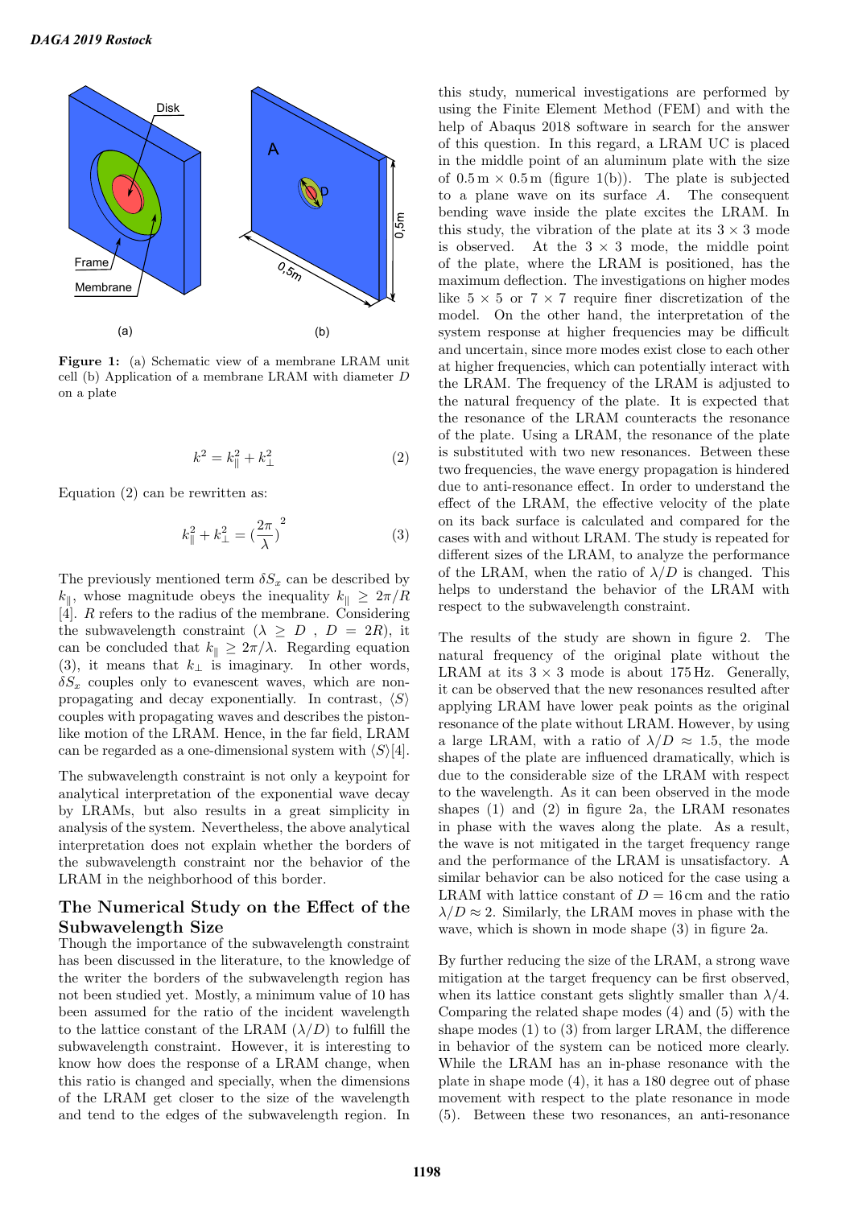**Figure 1:** (a) Schematic view of a membrane LRAM unit cell (b) Application of a membrane LRAM with diameter $D$ on a plate

$$k^2 = k_\parallel^2 + k_\perp^2 \quad (2)$$

Equation (2) can be rewritten as:

$$k_\parallel^2 + k_\perp^2 = (\frac{2\pi}{\lambda})^2 \quad (3)$$

The previously mentioned term $\delta S_x$ can be described by $k_\parallel$, whose magnitude obeys the inequality $k_\parallel \geq 2\pi/R$ [4]. $R$ refers to the radius of the membrane. Considering the subwavelength constraint ($\lambda \geq D$ , $D = 2R$), it can be concluded that $k_\parallel \geq 2\pi/\lambda$. Regarding equation (3), it means that $k_\perp$ is imaginary. In other words, $\delta S_x$ couples only to evanescent waves, which are non-propagating and decay exponentially. In contrast, $\langle S \rangle$ couples with propagating waves and describes the piston-like motion of the LRAM. Hence, in the far field, LRAM can be regarded as a one-dimensional system with $\langle S \rangle$[4].

The subwavelength constraint is not only a keypoint for analytical interpretation of the exponential wave decay by LRAMs, but also results in a great simplicity in analysis of the system. Nevertheless, the above analytical interpretation does not explain whether the borders of the subwavelength constraint nor the behavior of the LRAM in the neighborhood of this border.

## The Numerical Study on the Effect of the Subwavelength Size

Though the importance of the subwavelength constraint has been discussed in the literature, to the knowledge of the writer the borders of the subwavelength region has not been studied yet. Mostly, a minimum value of 10 has been assumed for the ratio of the incident wavelength to the lattice constant of the LRAM ($\lambda/D$) to fulfill the subwavelength constraint. However, it is interesting to know how does the response of a LRAM change, when this ratio is changed and specially, when the dimensions of the LRAM get closer to the size of the wavelength and tend to the edges of the subwavelength region. In this study, numerical investigations are performed by using the Finite Element Method (FEM) and with the help of Abaqus 2018 software in search for the answer of this question. In this regard, a LRAM UC is placed in the middle point of an aluminum plate with the size of 0.5 m × 0.5 m (figure 1(b)). The plate is subjected to a plane wave on its surface $A$. The consequent bending wave inside the plate excites the LRAM. In this study, the vibration of the plate at its $3 \times 3$ mode is observed. At the $3 \times 3$ mode, the middle point of the plate, where the LRAM is positioned, has the maximum deflection. The investigations on higher modes like $5 \times 5$ or $7 \times 7$ require finer discretization of the model. On the other hand, the interpretation of the system response at higher frequencies may be difficult and uncertain, since more modes exist close to each other at higher frequencies, which can potentially interact with the LRAM. The frequency of the LRAM is adjusted to the natural frequency of the plate. It is expected that the resonance of the LRAM counteracts the resonance of the plate. Using a LRAM, the resonance of the plate is substituted with two new resonances. Between these two frequencies, the wave energy propagation is hindered due to anti-resonance effect. In order to understand the effect of the LRAM, the effective velocity of the plate on its back surface is calculated and compared for the cases with and without LRAM. The study is repeated for different sizes of the LRAM, to analyze the performance of the LRAM, when the ratio of $\lambda/D$ is changed. This helps to understand the behavior of the LRAM with respect to the subwavelength constraint.

The results of the study are shown in figure 2. The natural frequency of the original plate without the LRAM at its $3 \times 3$ mode is about 175 Hz. Generally, it can be observed that the new resonances resulted after applying LRAM have lower peak points as the original resonance of the plate without LRAM. However, by using a large LRAM, with a ratio of $\lambda/D \approx 1.5$, the mode shapes of the plate are influenced dramatically, which is due to the considerable size of the LRAM with respect to the wavelength. As it can been observed in the mode shapes (1) and (2) in figure 2a, the LRAM resonates in phase with the waves along the plate. As a result, the wave is not mitigated in the target frequency range and the performance of the LRAM is unsatisfactory. A similar behavior can be also noticed for the case using a LRAM with lattice constant of $D = 16$ cm and the ratio $\lambda/D \approx 2$. Similarly, the LRAM moves in phase with the wave, which is shown in mode shape (3) in figure 2a.

By further reducing the size of the LRAM, a strong wave mitigation at the target frequency can be first observed, when its lattice constant gets slightly smaller than $\lambda/4$. Comparing the related shape modes (4) and (5) with the shape modes (1) to (3) from larger LRAM, the difference in behavior of the system can be noticed more clearly. While the LRAM has an in-phase resonance with the plate in shape mode (4), it has a 180 degree out of phase movement with respect to the plate resonance in mode (5). Between these two resonances, an anti-resonance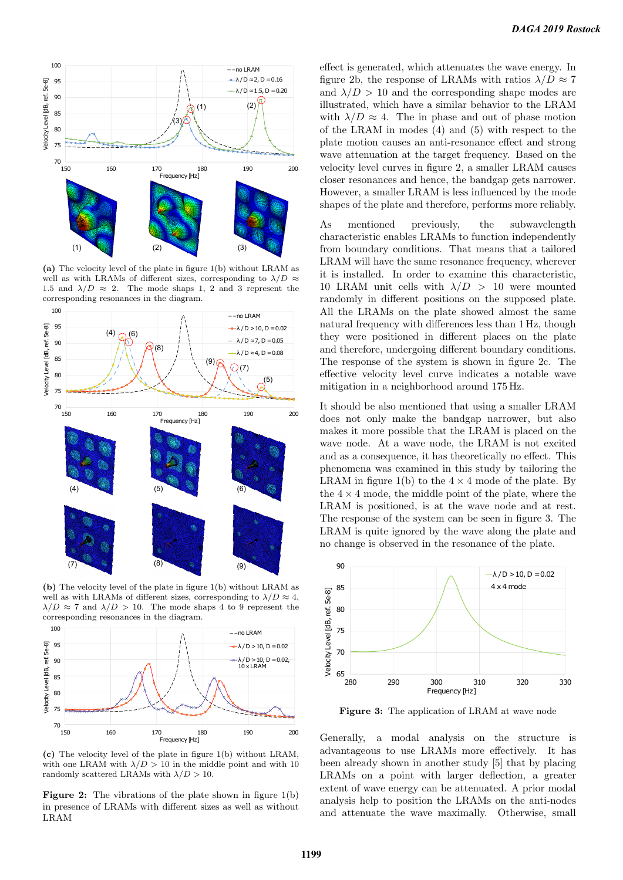(a) The velocity level of the plate in figure 1(b) without LRAM as well as with LRAMs of different sizes, corresponding to $\lambda/D \approx 1.5$ and $\lambda/D \approx 2$. The mode shaps 1, 2 and 3 represent the corresponding resonances in the diagram.

(b) The velocity level of the plate in figure 1(b) without LRAM as well as with LRAMs of different sizes, corresponding to $\lambda/D \approx 4$, $\lambda/D \approx 7$ and $\lambda/D > 10$. The mode shaps 4 to 9 represent the corresponding resonances in the diagram.

(c) The velocity level of the plate in figure 1(b) without LRAM, with one LRAM with $\lambda/D > 10$ in the middle point and with 10 randomly scattered LRAMs with $\lambda/D > 10$.

**Figure 2:** The vibrations of the plate shown in figure 1(b) in presence of LRAMs with different sizes as well as without LRAM

effect is generated, which attenuates the wave energy. In figure 2b, the response of LRAMs with ratios $\lambda/D \approx 7$ and $\lambda/D > 10$ and the corresponding shape modes are illustrated, which have a similar behavior to the LRAM with $\lambda/D \approx 4$. The in phase and out of phase motion of the LRAM in modes (4) and (5) with respect to the plate motion causes an anti-resonance effect and strong wave attenuation at the target frequency. Based on the velocity level curves in figure 2, a smaller LRAM causes closer resonances and hence, the bandgap gets narrower. However, a smaller LRAM is less influenced by the mode shapes of the plate and therefore, performs more reliably.

As mentioned previously, the subwavelength characteristic enables LRAMs to function independently from boundary conditions. That means that a tailored LRAM will have the same resonance frequency, wherever it is installed. In order to examine this characteristic, 10 LRAM unit cells with $\lambda/D > 10$ were mounted randomly in different positions on the supposed plate. All the LRAMs on the plate showed almost the same natural frequency with differences less than 1 Hz, though they were positioned in different places on the plate and therefore, undergoing different boundary conditions. The response of the system is shown in figure 2c. The effective velocity level curve indicates a notable wave mitigation in a neighborhood around 175 Hz.

It should be also mentioned that using a smaller LRAM does not only make the bandgap narrower, but also makes it more possible that the LRAM is placed on the wave node. At a wave node, the LRAM is not excited and as a consequence, it has theoretically no effect. This phenomena was examined in this study by tailoring the LRAM in figure 1(b) to the $4 \times 4$ mode of the plate. By the $4 \times 4$ mode, the middle point of the plate, where the LRAM is positioned, is at the wave node and at rest. The response of the system can be seen in figure 3. The LRAM is quite ignored by the wave along the plate and no change is observed in the resonance of the plate.

**Figure 3:** The application of LRAM at wave node

Generally, a modal analysis on the structure is advantageous to use LRAMs more effectively. It has been already shown in another study [5] that by placing LRAMs on a point with larger deflection, a greater extent of wave energy can be attenuated. A prior modal analysis help to position the LRAMs on the anti-nodes and attenuate the wave maximally. Otherwise, small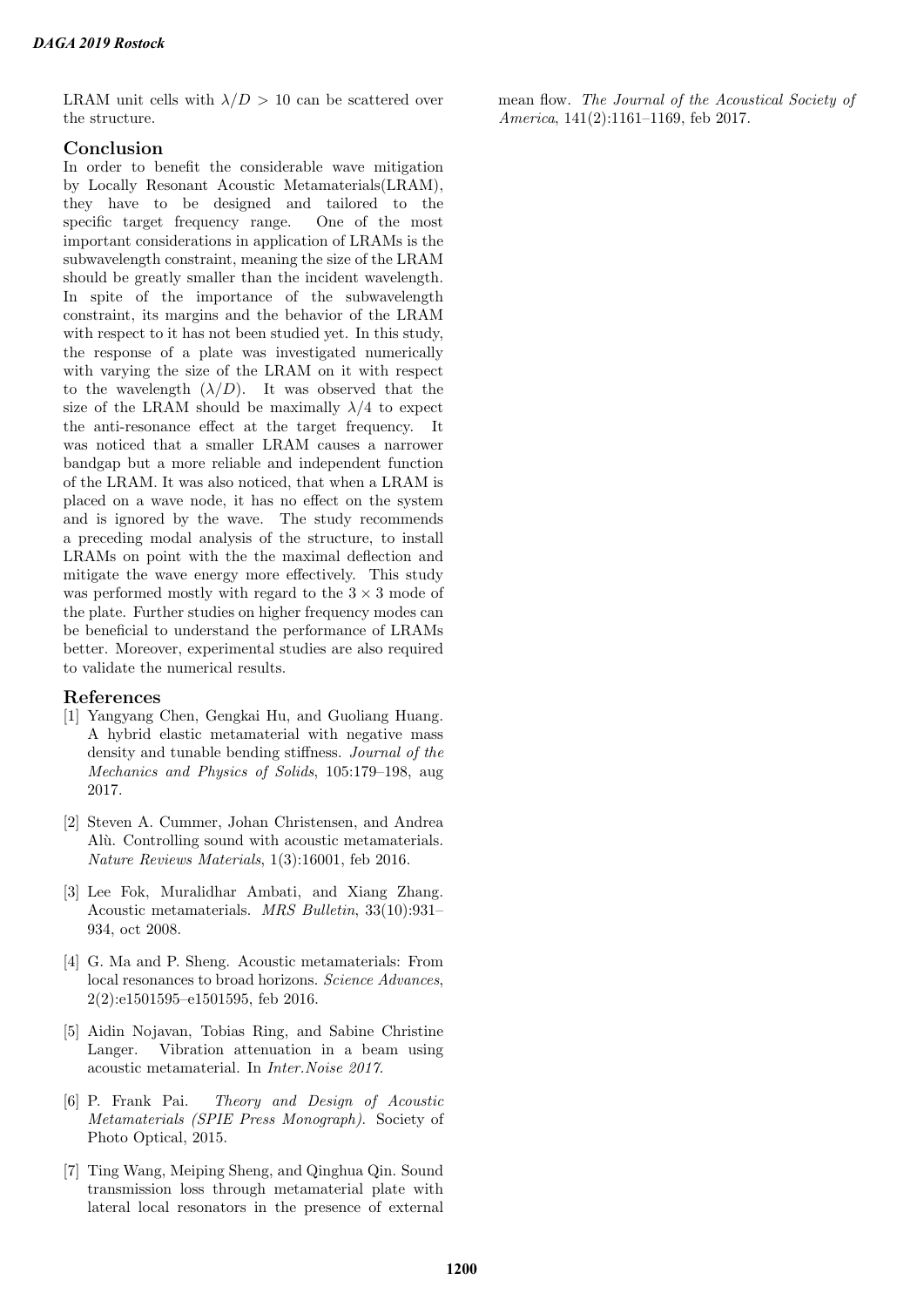LRAM unit cells with $\lambda/D > 10$ can be scattered over the structure.

## Conclusion

In order to benefit the considerable wave mitigation by Locally Resonant Acoustic Metamaterials(LRAM), they have to be designed and tailored to the specific target frequency range. One of the most important considerations in application of LRAMs is the subwavelength constraint, meaning the size of the LRAM should be greatly smaller than the incident wavelength. In spite of the importance of the subwavelength constraint, its margins and the behavior of the LRAM with respect to it has not been studied yet. In this study, the response of a plate was investigated numerically with varying the size of the LRAM on it with respect to the wavelength ($\lambda/D$). It was observed that the size of the LRAM should be maximally $\lambda/4$ to expect the anti-resonance effect at the target frequency. It was noticed that a smaller LRAM causes a narrower bandgap but a more reliable and independent function of the LRAM. It was also noticed, that when a LRAM is placed on a wave node, it has no effect on the system and is ignored by the wave. The study recommends a preceding modal analysis of the structure, to install LRAMs on point with the the maximal deflection and mitigate the wave energy more effectively. This study was performed mostly with regard to the $3 \times 3$ mode of the plate. Further studies on higher frequency modes can be beneficial to understand the performance of LRAMs better. Moreover, experimental studies are also required to validate the numerical results.

## References

[1] Yangyang Chen, Gengkai Hu, and Guoliang Huang. A hybrid elastic metamaterial with negative mass density and tunable bending stiffness. *Journal of the Mechanics and Physics of Solids*, 105:179–198, aug 2017.

[2] Steven A. Cummer, Johan Christensen, and Andrea Alù. Controlling sound with acoustic metamaterials. *Nature Reviews Materials*, 1(3):16001, feb 2016.

[3] Lee Fok, Muralidhar Ambati, and Xiang Zhang. Acoustic metamaterials. *MRS Bulletin*, 33(10):931–934, oct 2008.

[4] G. Ma and P. Sheng. Acoustic metamaterials: From local resonances to broad horizons. *Science Advances*, 2(2):e1501595–e1501595, feb 2016.

[5] Aidin Nojavan, Tobias Ring, and Sabine Christine Langer. Vibration attenuation in a beam using acoustic metamaterial. In *Inter.Noise 2017*.

[6] P. Frank Pai. *Theory and Design of Acoustic Metamaterials (SPIE Press Monograph)*. Society of Photo Optical, 2015.

[7] Ting Wang, Meiping Sheng, and Qinghua Qin. Sound transmission loss through metamaterial plate with lateral local resonators in the presence of external mean flow. *The Journal of the Acoustical Society of America*, 141(2):1161–1169, feb 2017.